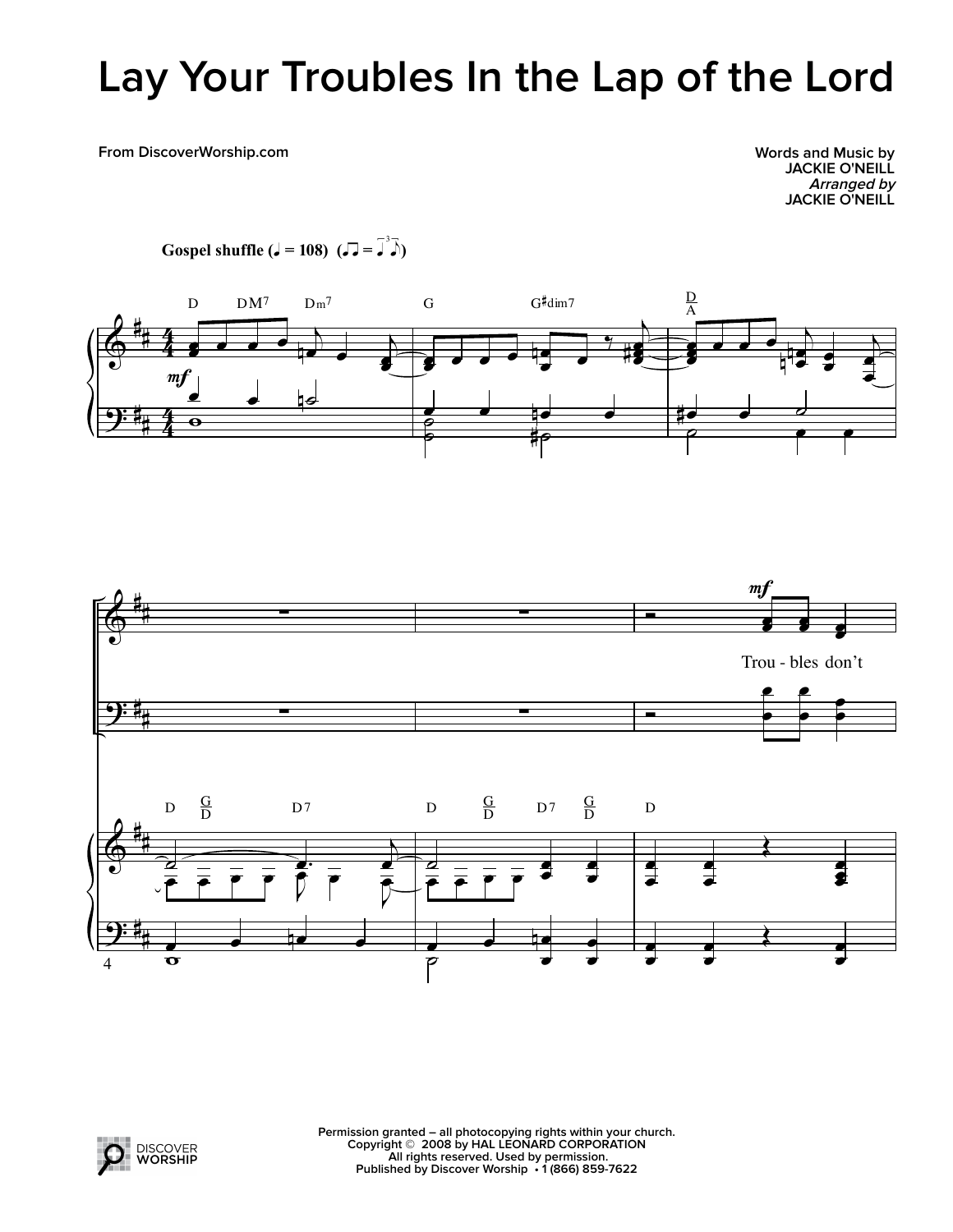# Lay Your Troubles In the Lap of the Lord

From DiscoverWorship.com

Words and Music by
JACKIE O'NEILL
*Arranged by*
JACKIE O'NEILL

**Gospel shuffle** (♩ = 108)

Trou - bles don't

Permission granted – all photocopying rights within your church.
Copyright © 2008 by HAL LEONARD CORPORATION
All rights reserved. Used by permission.
Published by Discover Worship • 1 (866) 859-7622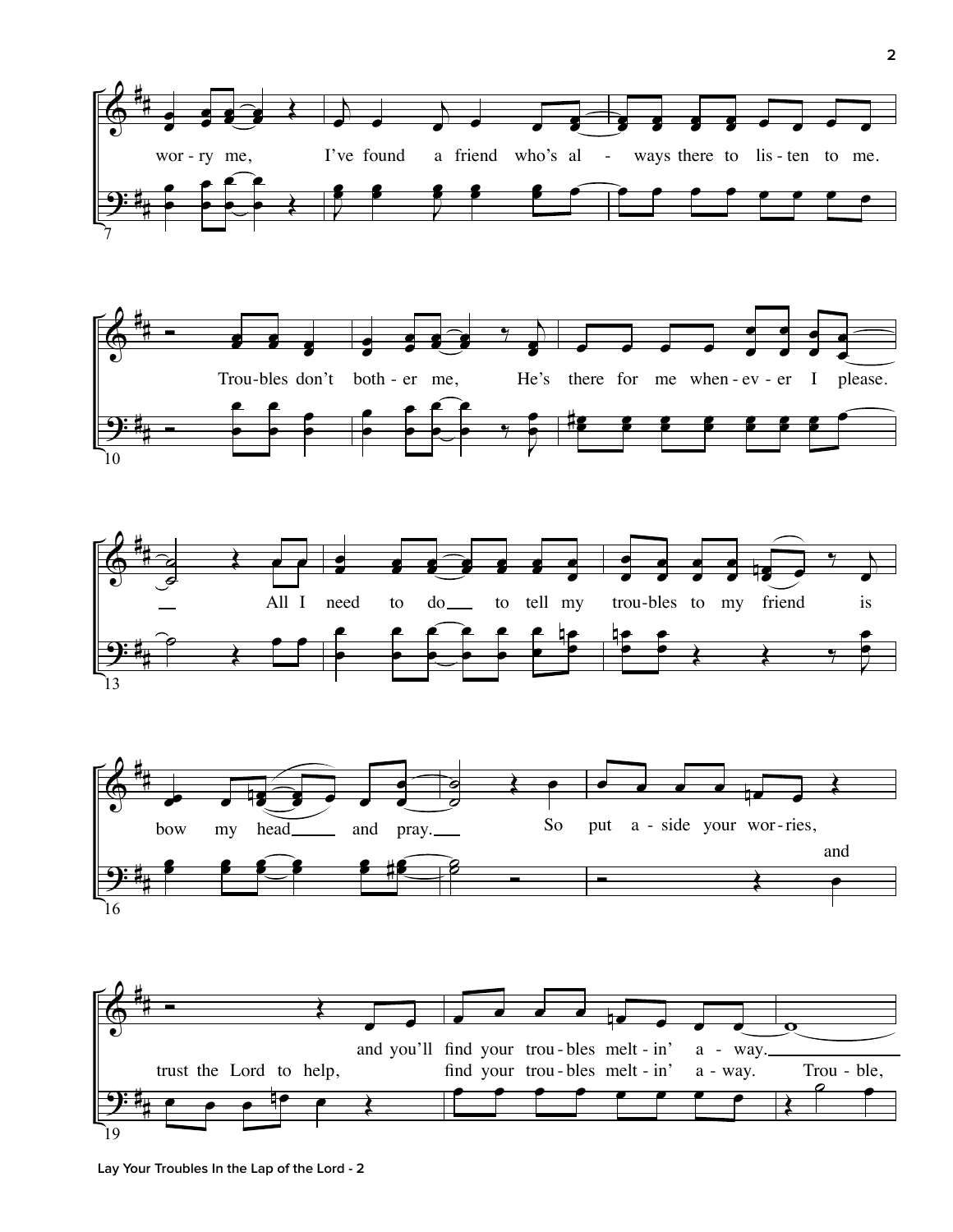wor - ry me, I've found a friend who's al - ways there to lis - ten to me.

Trou - bles don't both - er me, He's there for me when - ev - er I please.

All I need to do to tell my trou - bles to my friend is

bow my head and pray. So put a - side your wor - ries,

and

and you'll find your trou - bles melt - in' a - way.

trust the Lord to help, find your trou - bles melt - in' a - way. Trou - ble,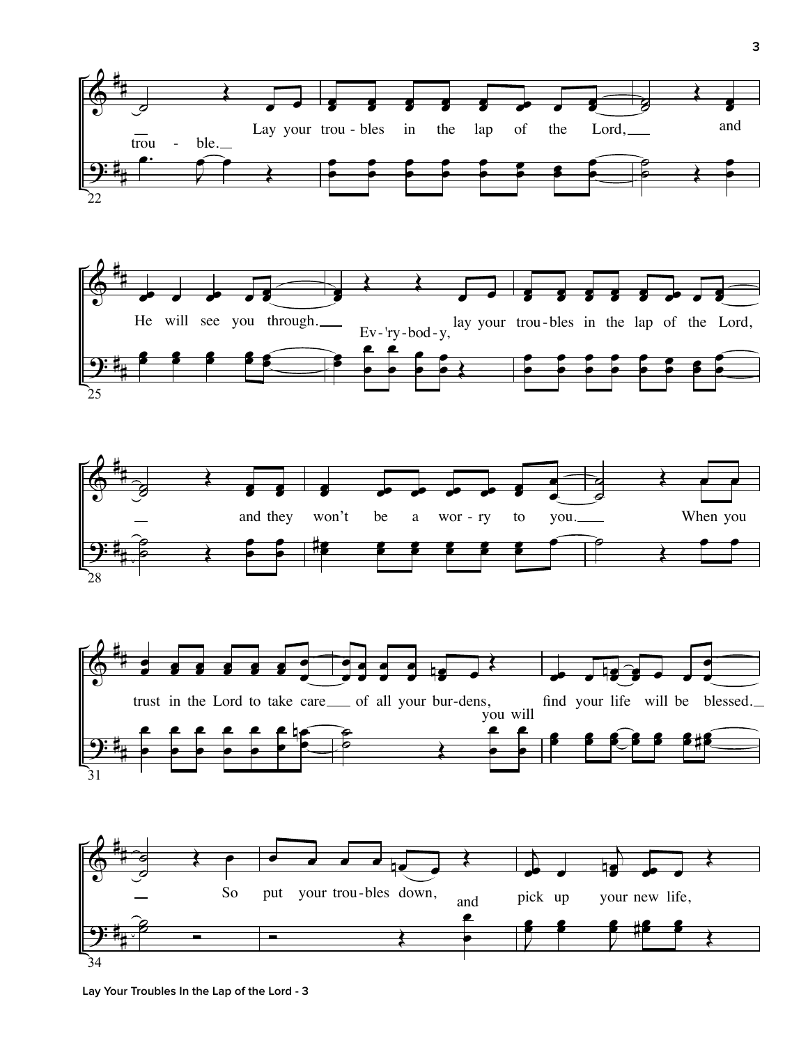trou - ble. Lay your trou - bles in the lap of the Lord, and

He will see you through. Ev - 'ry - bod - y, lay your trou - bles in the lap of the Lord,

and they won't be a wor - ry to you. When you

trust in the Lord to take care of all your bur - dens, you will find your life will be blessed.

So put your trou - bles down, and pick up your new life,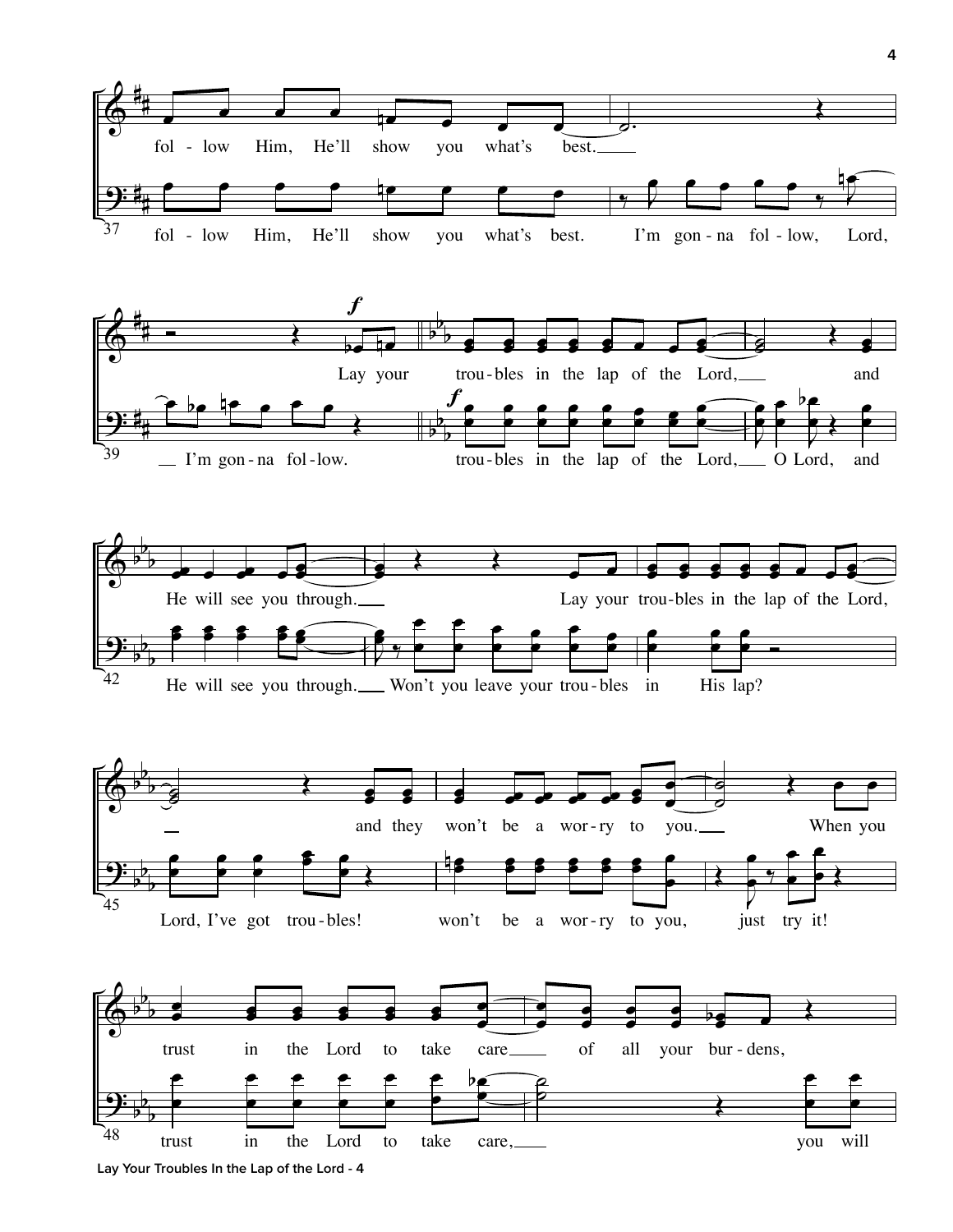fol - low Him, He'll show you what's best.

fol - low Him, He'll show you what's best. I'm gon - na fol - low, Lord,

*f*

Lay your trou - bles in the lap of the Lord, and

*f*

I'm gon - na fol - low. trou - bles in the lap of the Lord, O Lord, and

He will see you through. Lay your trou - bles in the lap of the Lord,

He will see you through. Won't you leave your trou - bles in His lap?

and they won't be a wor - ry to you. When you

Lord, I've got trou - bles! won't be a wor - ry to you, just try it!

trust in the Lord to take care of all your bur - dens,

trust in the Lord to take care, you will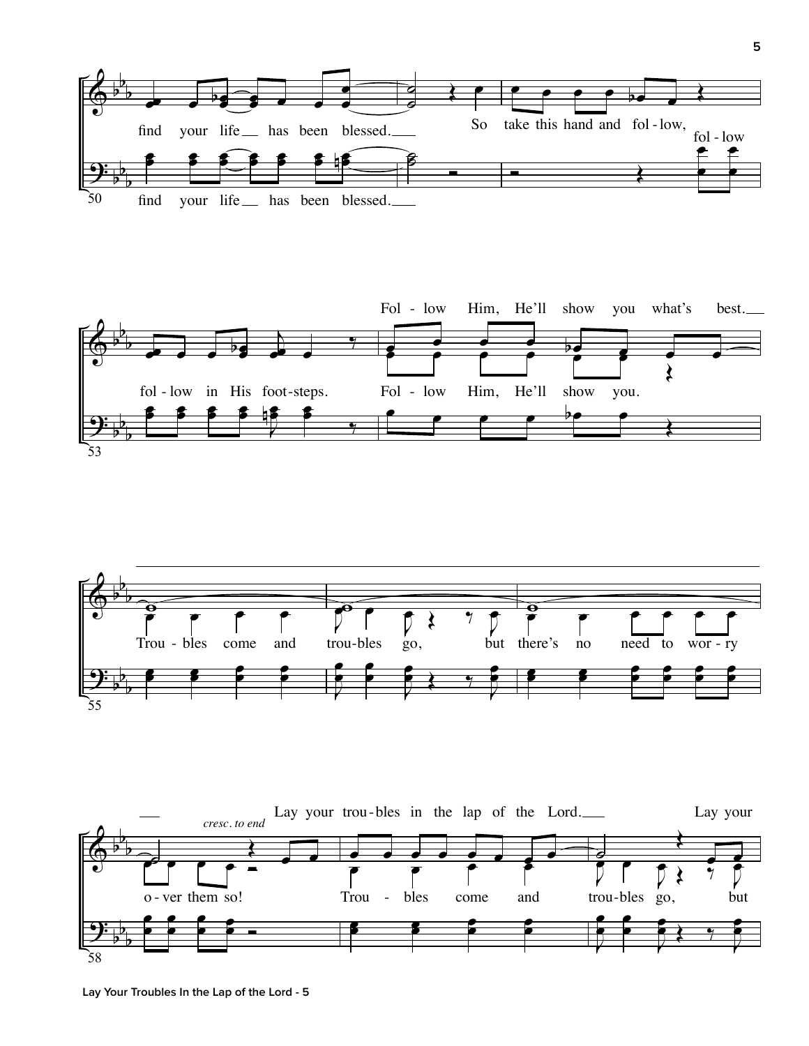find your life __ has been blessed. __ So take this hand and fol - low, fol - low

find your life __ has been blessed. __

fol - low in His foot - steps. Fol - low Him, He'll show you what's best. __

fol - low in His foot - steps. Fol - low Him, He'll show you.

Trou - bles come and trou - bles go, but there's no need to wor - ry

*cresc. to end*

Lay your trou - bles in the lap of the Lord. __ Lay your

o - ver them so! Trou - bles come and trou - bles go, but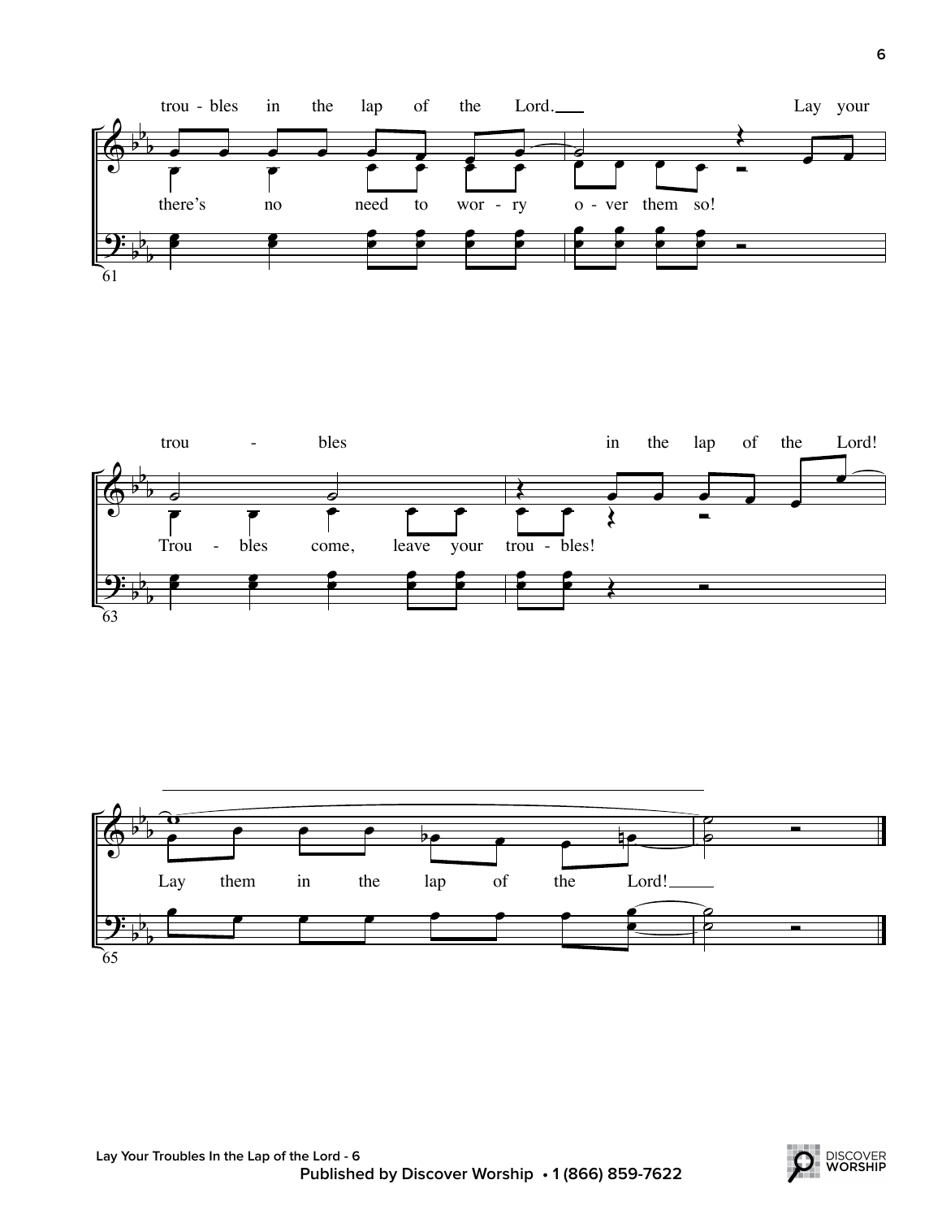trou - bles in the lap of the Lord. Lay your

there's no need to wor - ry o - ver them so!

61

trou - bles in the lap of the Lord!

Trou - bles come, leave your trou - bles!

63

Lay them in the lap of the Lord!

65